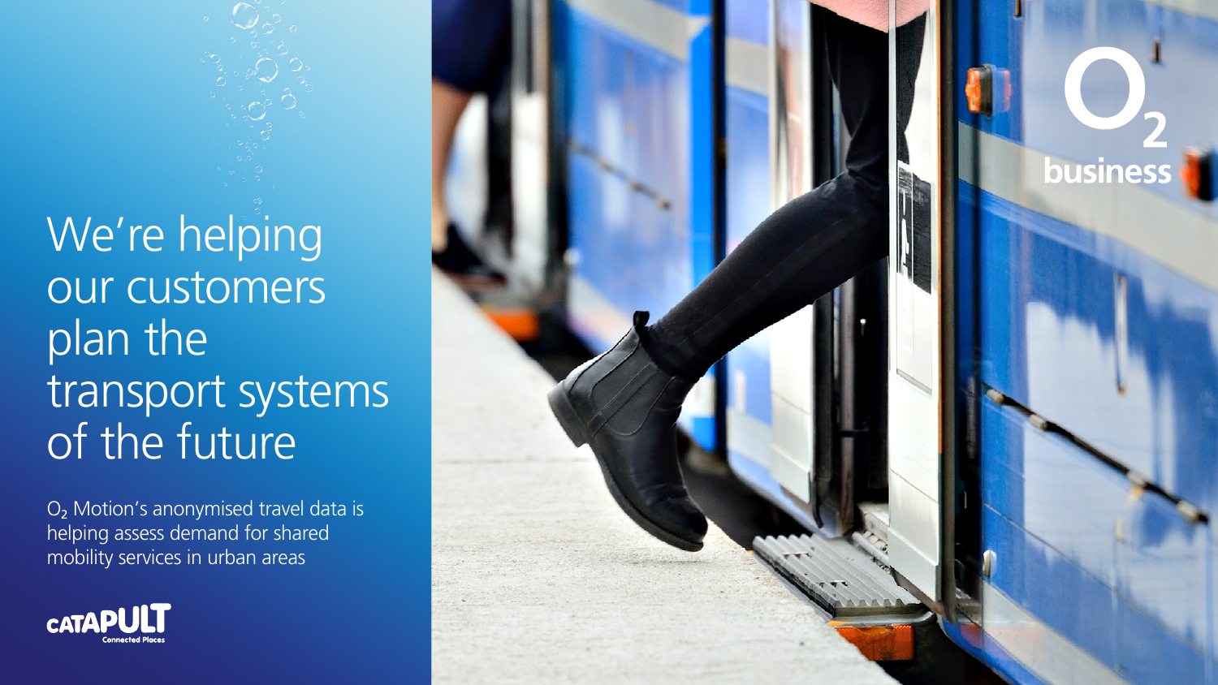# We're helping our customers plan the transport systems of the future

$O_2$ Motion's anonymised travel data is helping assess demand for shared mobility services in urban areas

CATAPULT Connected Places

$O_2$ business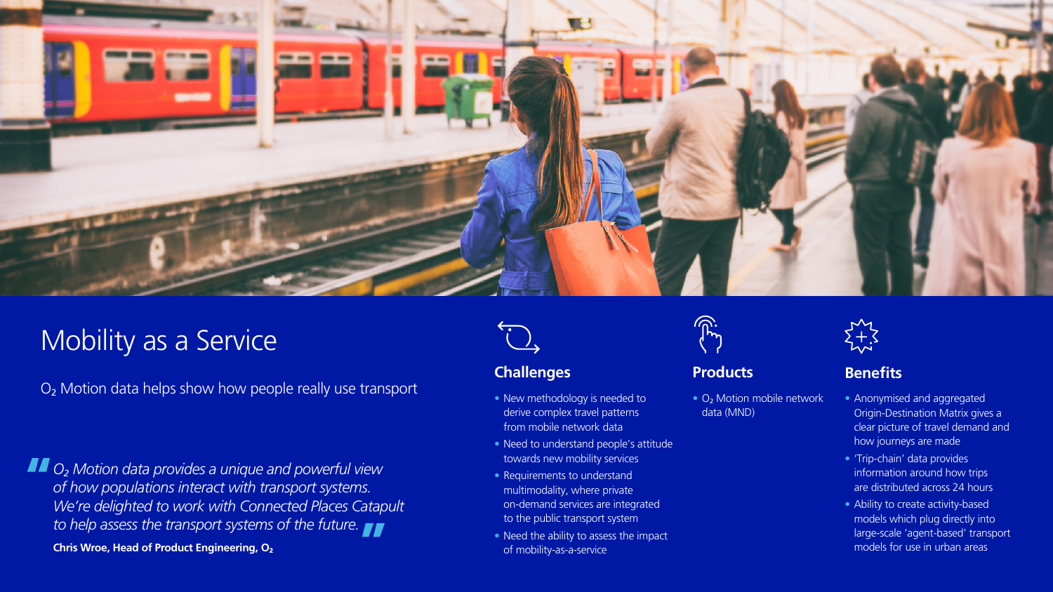# Mobility as a Service

$O_2$ Motion data helps show how people really use transport

> *$O_2$ Motion data provides a unique and powerful view of how populations interact with transport systems. We're delighted to work with Connected Places Catapult to help assess the transport systems of the future.*
>
> **Chris Wroe, Head of Product Engineering, $O_2$**

## Challenges

- New methodology is needed to derive complex travel patterns from mobile network data
- Need to understand people's attitude towards new mobility services
- Requirements to understand multimodality, where private on-demand services are integrated to the public transport system
- Need the ability to assess the impact of mobility-as-a-service

## Products

- $O_2$ Motion mobile network data (MND)

## Benefits

- Anonymised and aggregated Origin-Destination Matrix gives a clear picture of travel demand and how journeys are made
- 'Trip-chain' data provides information around how trips are distributed across 24 hours
- Ability to create activity-based models which plug directly into large-scale 'agent-based' transport models for use in urban areas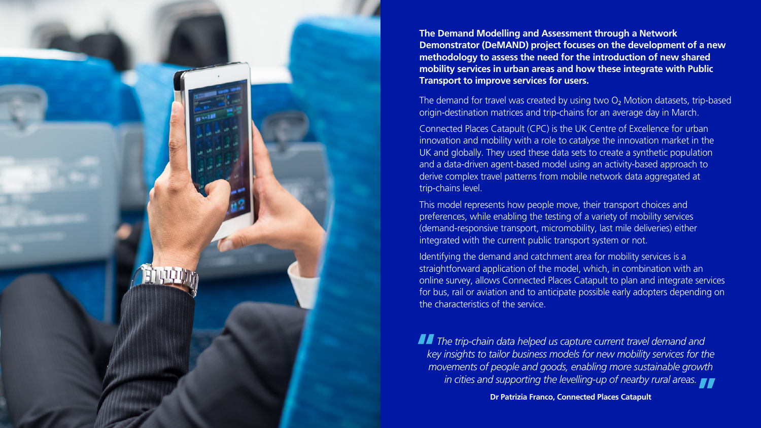**The Demand Modelling and Assessment through a Network Demonstrator (DeMAND) project focuses on the development of a new methodology to assess the need for the introduction of new shared mobility services in urban areas and how these integrate with Public Transport to improve services for users.**

The demand for travel was created by using two $O_2$ Motion datasets, trip-based origin-destination matrices and trip-chains for an average day in March.

Connected Places Catapult (CPC) is the UK Centre of Excellence for urban innovation and mobility with a role to catalyse the innovation market in the UK and globally. They used these data sets to create a synthetic population and a data-driven agent-based model using an activity-based approach to derive complex travel patterns from mobile network data aggregated at trip-chains level.

This model represents how people move, their transport choices and preferences, while enabling the testing of a variety of mobility services (demand-responsive transport, micromobility, last mile deliveries) either integrated with the current public transport system or not.

Identifying the demand and catchment area for mobility services is a straightforward application of the model, which, in combination with an online survey, allows Connected Places Catapult to plan and integrate services for bus, rail or aviation and to anticipate possible early adopters depending on the characteristics of the service.

> *"The trip-chain data helped us capture current travel demand and key insights to tailor business models for new mobility services for the movements of people and goods, enabling more sustainable growth in cities and supporting the levelling-up of nearby rural areas."*
>
> **Dr Patrizia Franco, Connected Places Catapult**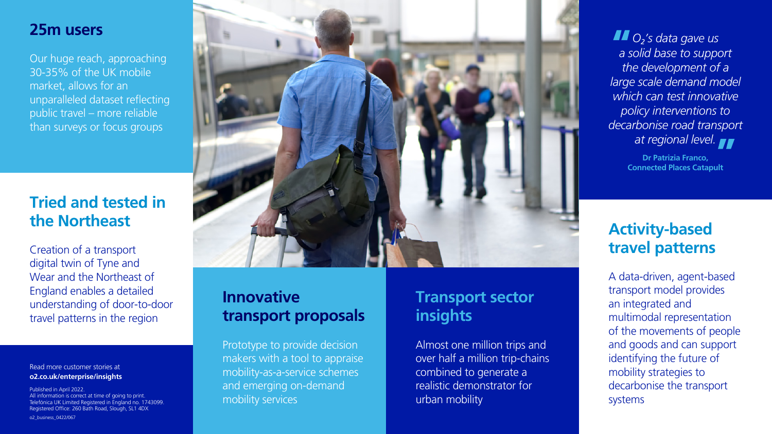## 25m users

Our huge reach, approaching 30-35% of the UK mobile market, allows for an unparalleled dataset reflecting public travel – more reliable than surveys or focus groups

## Tried and tested in the Northeast

Creation of a transport digital twin of Tyne and Wear and the Northeast of England enables a detailed understanding of door-to-door travel patterns in the region

## Innovative transport proposals

Prototype to provide decision makers with a tool to appraise mobility-as-a-service schemes and emerging on-demand mobility services

## Transport sector insights

Almost one million trips and over half a million trip-chains combined to generate a realistic demonstrator for urban mobility

> *$O_2$'s data gave us a solid base to support the development of a large scale demand model which can test innovative policy interventions to decarbonise road transport at regional level.*
>
> **Dr Patrizia Franco, Connected Places Catapult**

## Activity-based travel patterns

A data-driven, agent-based transport model provides an integrated and multimodal representation of the movements of people and goods and can support identifying the future of mobility strategies to decarbonise the transport systems

Read more customer stories at
**o2.co.uk/enterprise/insights**

Published in April 2022.
All information is correct at time of going to print.
Telefónica UK Limited Registered in England no. 1743099.
Registered Office: 260 Bath Road, Slough, SL1 4DX

o2_business_0422/067